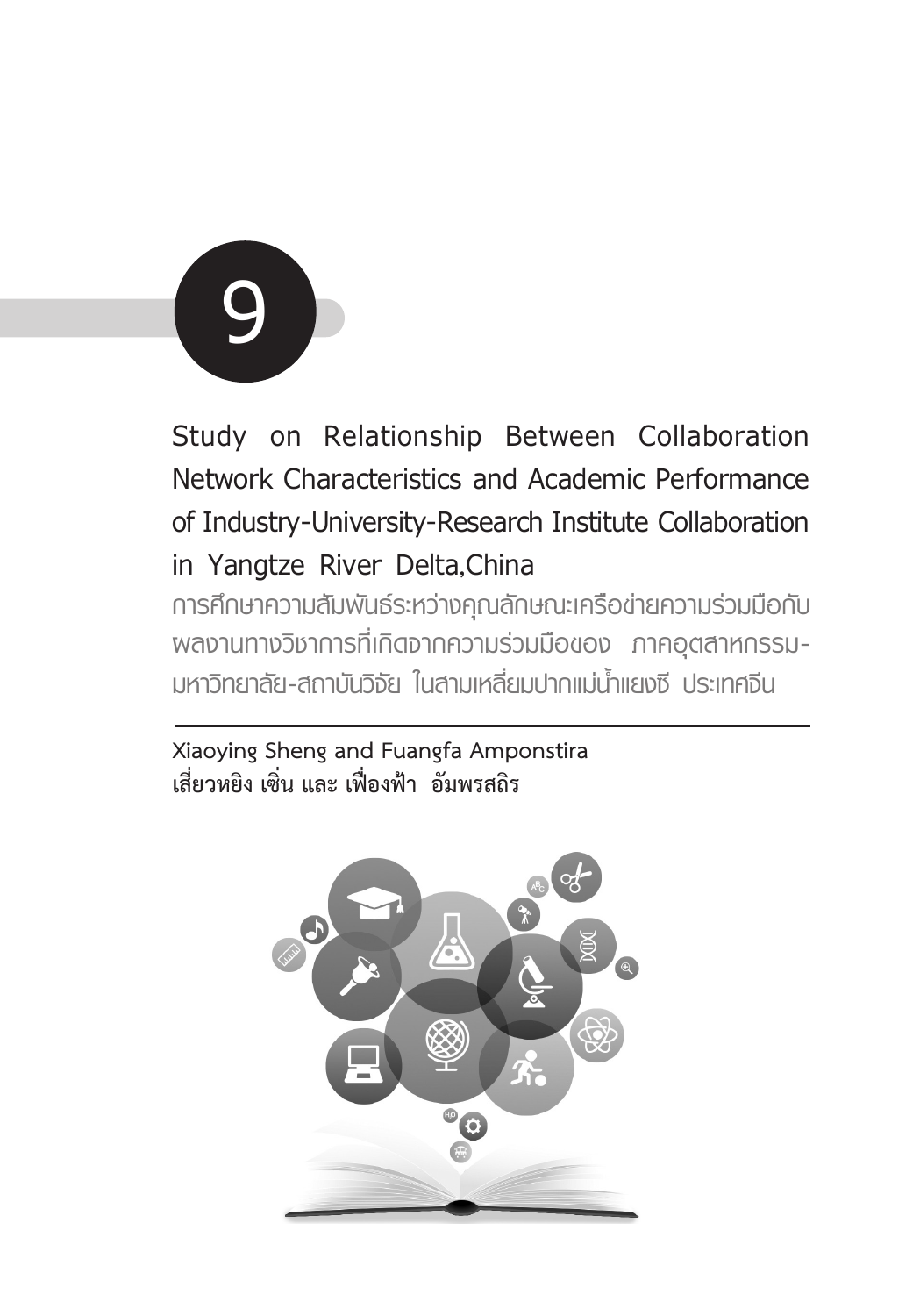# 9

# Study on Relationship Between Collaboration Network Characteristics and Academic Performance of Industry-University-Research Institute Collaboration in Yangtze River Delta,China

## การศึกษาความสัมพันธ์ระหว่างคุณลักษณะเครือข่ายความร่วมมือกับผลงานทางวิชาการที่เกิดจากความร่วมมือของ ภาคอุตสาหกรรม-มหาวิทยาลัย-สถาบันวิจัย ในสามเหลี่ยมปากแม่น้ำแยงซี ประเทศจีน

**Xiaoying Sheng and Fuangfa Amponstira**

**เสี่ยวหยิง เซิ่น และ เฟื่องฟ้า อัมพรสถิร**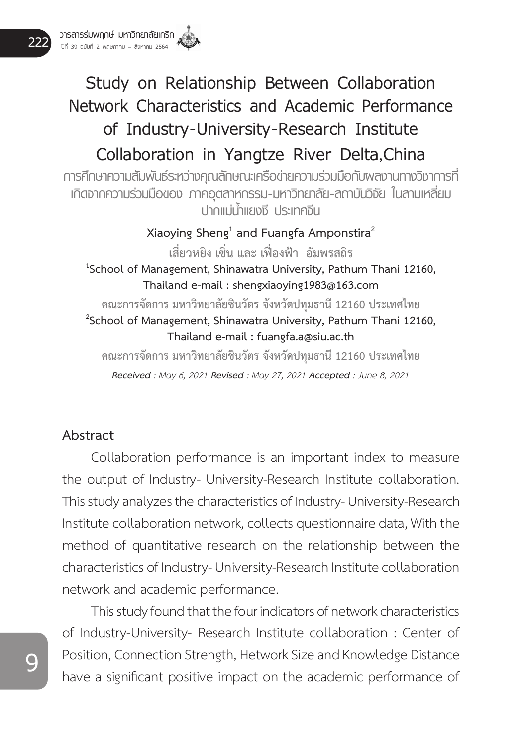# Study on Relationship Between Collaboration Network Characteristics and Academic Performance of Industry-University-Research Institute Collaboration in Yangtze River Delta,China

การศึกษาความสัมพันธ์ระหว่างคุณลักษณะเครือข่ายความร่วมมือกับผลงานทางวิชาการที่เกิดจากความร่วมมือของ ภาคอุตสาหกรรม-มหาวิทยาลัย-สถาบันวิจัย ในสามเหลี่ยมปากแม่น้ำแยงซี ประเทศจีน

**Xiaoying Sheng[1] and Fuangfa Amponstira[2]**

**เสี่ยวหยิง เซิ่น และ เฟื่องฟ้า อัมพรสถิร**

**[1]School of Management, Shinawatra University, Pathum Thani 12160, Thailand e-mail : shengxiaoying1983@163.com**

**คณะการจัดการ มหาวิทยาลัยชินวัตร จังหวัดปทุมธานี 12160 ประเทศไทย**

**[2]School of Management, Shinawatra University, Pathum Thani 12160, Thailand e-mail : fuangfa.a@siu.ac.th**

**คณะการจัดการ มหาวิทยาลัยชินวัตร จังหวัดปทุมธานี 12160 ประเทศไทย**

***Received*** *: May 6, 2021* ***Revised*** *: May 27, 2021* ***Accepted*** *: June 8, 2021*

---

## Abstract

Collaboration performance is an important index to measure the output of Industry- University-Research Institute collaboration. This study analyzes the characteristics of Industry- University-Research Institute collaboration network, collects questionnaire data, With the method of quantitative research on the relationship between the characteristics of Industry- University-Research Institute collaboration network and academic performance.

This study found that the four indicators of network characteristics of Industry-University- Research Institute collaboration : Center of Position, Connection Strength, Hetwork Size and Knowledge Distance have a significant positive impact on the academic performance of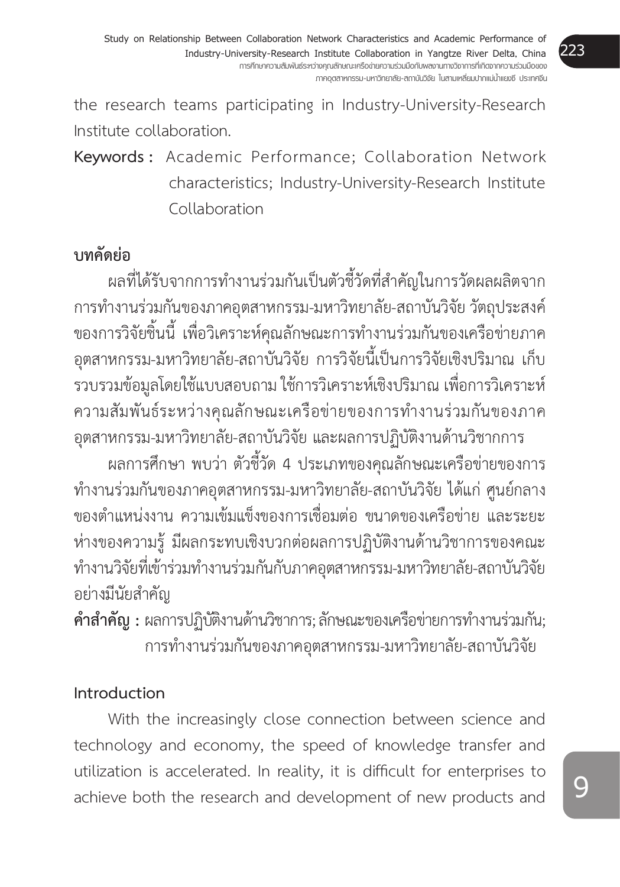the research teams participating in Industry-University-Research Institute collaboration.

**Keywords :** Academic Performance; Collaboration Network characteristics; Industry-University-Research Institute Collaboration

## บทคัดย่อ

ผลที่ได้รับจากการทำงานร่วมกันเป็นตัวชี้วัดที่สำคัญในการวัดผลผลิตจากการทำงานร่วมกันของภาคอุตสาหกรรม-มหาวิทยาลัย-สถาบันวิจัย วัตถุประสงค์ของการวิจัยชิ้นนี้ เพื่อวิเคราะห์คุณลักษณะการทำงานร่วมกันของเครือข่ายภาคอุตสาหกรรม-มหาวิทยาลัย-สถาบันวิจัย การวิจัยนี้เป็นการวิจัยเชิงปริมาณ เก็บรวบรวมข้อมูลโดยใช้แบบสอบถาม ใช้การวิเคราะห์เชิงปริมาณ เพื่อการวิเคราะห์ความสัมพันธ์ระหว่างคุณลักษณะเครือข่ายของการทำงานร่วมกันของภาคอุตสาหกรรม-มหาวิทยาลัย-สถาบันวิจัย และผลการปฏิบัติงานด้านวิชาการ

ผลการศึกษา พบว่า ตัวชี้วัด 4 ประเภทของคุณลักษณะเครือข่ายของการทำงานร่วมกันของภาคอุตสาหกรรม-มหาวิทยาลัย-สถาบันวิจัย ได้แก่ ศูนย์กลางของตำแหน่งงาน ความเข้มแข็งของการเชื่อมต่อ ขนาดของเครือข่าย และระยะห่างของความรู้ มีผลกระทบเชิงบวกต่อผลการปฏิบัติงานด้านวิชาการของคณะทำงานวิจัยที่เข้าร่วมทำงานร่วมกันกับภาคอุตสาหกรรม-มหาวิทยาลัย-สถาบันวิจัยอย่างมีนัยสำคัญ

**คำสำคัญ :** ผลการปฏิบัติงานด้านวิชาการ; ลักษณะของเครือข่ายการทำงานร่วมกัน; การทำงานร่วมกันของภาคอุตสาหกรรม-มหาวิทยาลัย-สถาบันวิจัย

## Introduction

With the increasingly close connection between science and technology and economy, the speed of knowledge transfer and utilization is accelerated. In reality, it is difficult for enterprises to achieve both the research and development of new products and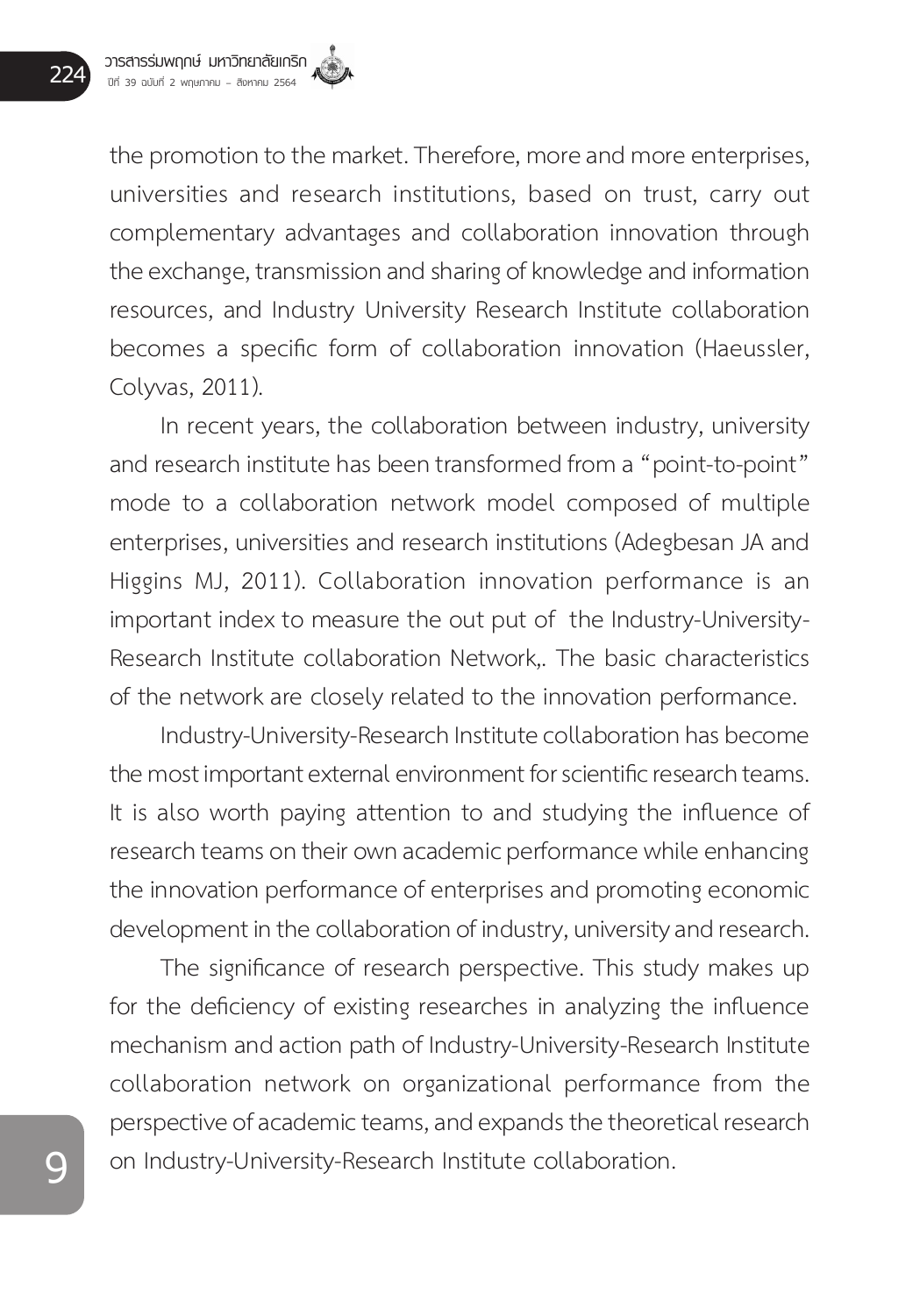the promotion to the market. Therefore, more and more enterprises, universities and research institutions, based on trust, carry out complementary advantages and collaboration innovation through the exchange, transmission and sharing of knowledge and information resources, and Industry University Research Institute collaboration becomes a specific form of collaboration innovation (Haeussler, Colyvas, 2011).

In recent years, the collaboration between industry, university and research institute has been transformed from a "point-to-point" mode to a collaboration network model composed of multiple enterprises, universities and research institutions (Adegbesan JA and Higgins MJ, 2011). Collaboration innovation performance is an important index to measure the out put of the Industry-University-Research Institute collaboration Network,. The basic characteristics of the network are closely related to the innovation performance.

Industry-University-Research Institute collaboration has become the most important external environment for scientific research teams. It is also worth paying attention to and studying the influence of research teams on their own academic performance while enhancing the innovation performance of enterprises and promoting economic development in the collaboration of industry, university and research.

The significance of research perspective. This study makes up for the deficiency of existing researches in analyzing the influence mechanism and action path of Industry-University-Research Institute collaboration network on organizational performance from the perspective of academic teams, and expands the theoretical research on Industry-University-Research Institute collaboration.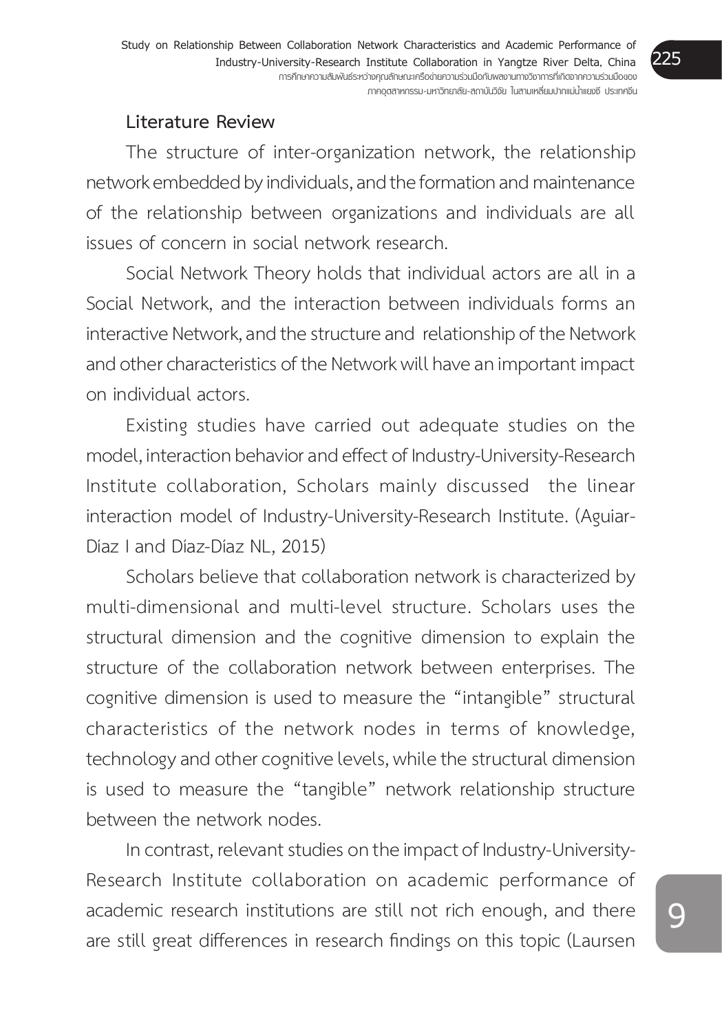## Literature Review

The structure of inter-organization network, the relationship network embedded by individuals, and the formation and maintenance of the relationship between organizations and individuals are all issues of concern in social network research.

Social Network Theory holds that individual actors are all in a Social Network, and the interaction between individuals forms an interactive Network, and the structure and relationship of the Network and other characteristics of the Network will have an important impact on individual actors.

Existing studies have carried out adequate studies on the model, interaction behavior and effect of Industry-University-Research Institute collaboration, Scholars mainly discussed the linear interaction model of Industry-University-Research Institute. (Aguiar-Díaz I and Díaz-Díaz NL, 2015)

Scholars believe that collaboration network is characterized by multi-dimensional and multi-level structure. Scholars uses the structural dimension and the cognitive dimension to explain the structure of the collaboration network between enterprises. The cognitive dimension is used to measure the "intangible" structural characteristics of the network nodes in terms of knowledge, technology and other cognitive levels, while the structural dimension is used to measure the "tangible" network relationship structure between the network nodes.

In contrast, relevant studies on the impact of Industry-University-Research Institute collaboration on academic performance of academic research institutions are still not rich enough, and there are still great differences in research findings on this topic (Laursen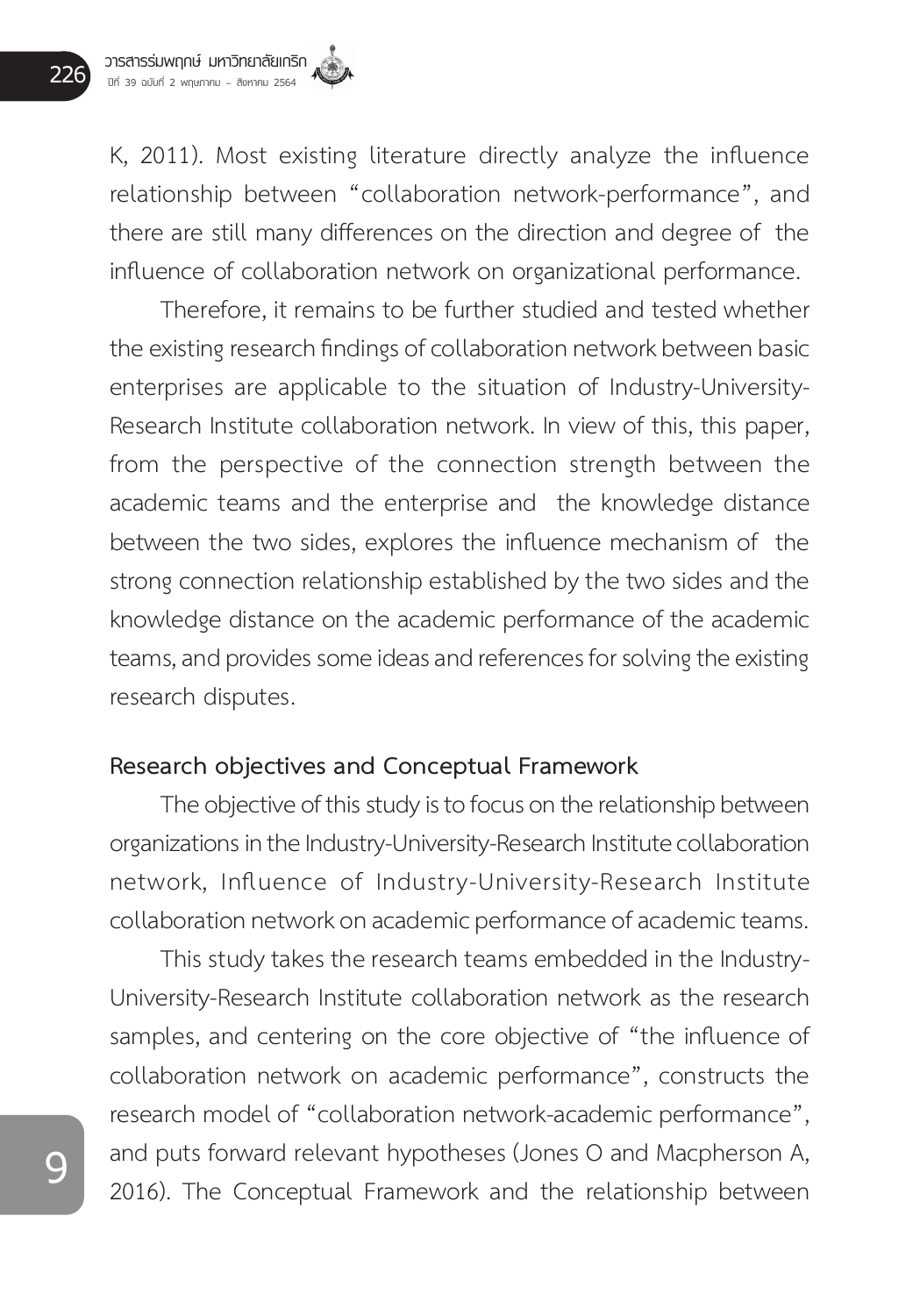K, 2011). Most existing literature directly analyze the influence relationship between "collaboration network-performance", and there are still many differences on the direction and degree of the influence of collaboration network on organizational performance.

Therefore, it remains to be further studied and tested whether the existing research findings of collaboration network between basic enterprises are applicable to the situation of Industry-University-Research Institute collaboration network. In view of this, this paper, from the perspective of the connection strength between the academic teams and the enterprise and the knowledge distance between the two sides, explores the influence mechanism of the strong connection relationship established by the two sides and the knowledge distance on the academic performance of the academic teams, and provides some ideas and references for solving the existing research disputes.

## Research objectives and Conceptual Framework

The objective of this study is to focus on the relationship between organizations in the Industry-University-Research Institute collaboration network, Influence of Industry-University-Research Institute collaboration network on academic performance of academic teams.

This study takes the research teams embedded in the Industry-University-Research Institute collaboration network as the research samples, and centering on the core objective of "the influence of collaboration network on academic performance", constructs the research model of "collaboration network-academic performance", and puts forward relevant hypotheses (Jones O and Macpherson A, 2016). The Conceptual Framework and the relationship between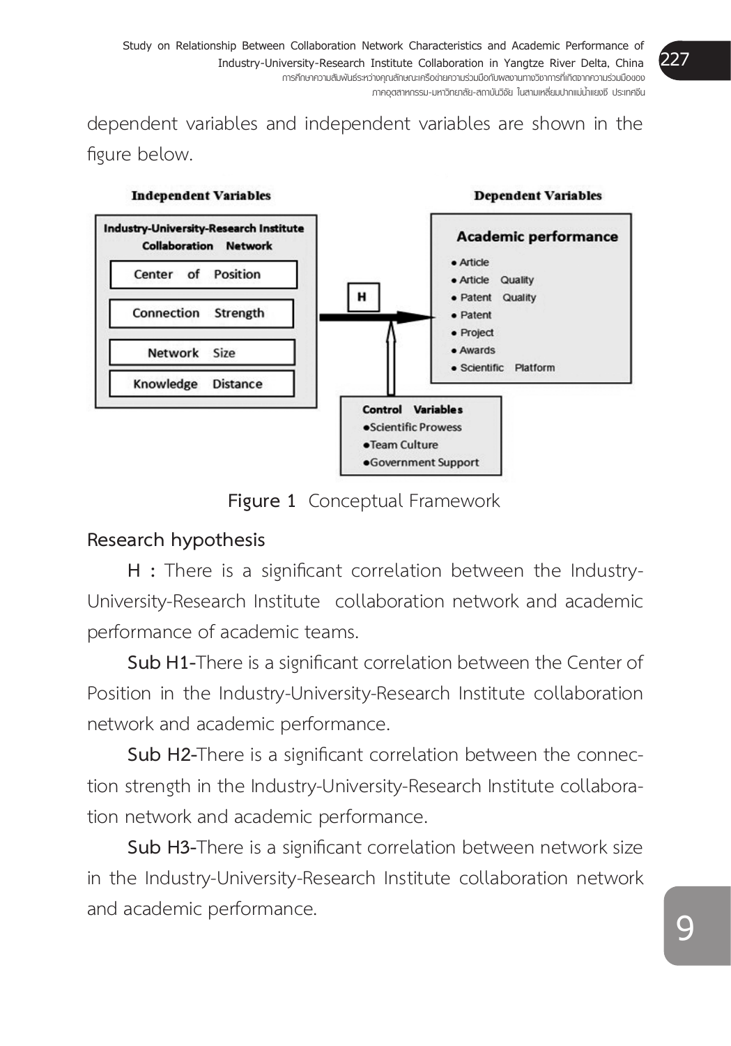dependent variables and independent variables are shown in the figure below.

Independent Variables

Industry-University-Research Institute Collaboration Network

Center of Position

Connection Strength

Network Size

Knowledge Distance

H

Dependent Variables

Academic performance

- Article
- Article Quality
- Patent Quality
- Patent
- Project
- Awards
- Scientific Platform

Control Variables

- Scientific Prowess
- Team Culture
- Government Support

**Figure 1** Conceptual Framework

## Research hypothesis

**H :** There is a significant correlation between the Industry-University-Research Institute collaboration network and academic performance of academic teams.

**Sub H1-**There is a significant correlation between the Center of Position in the Industry-University-Research Institute collaboration network and academic performance.

**Sub H2-**There is a significant correlation between the connection strength in the Industry-University-Research Institute collaboration network and academic performance.

**Sub H3-**There is a significant correlation between network size in the Industry-University-Research Institute collaboration network and academic performance.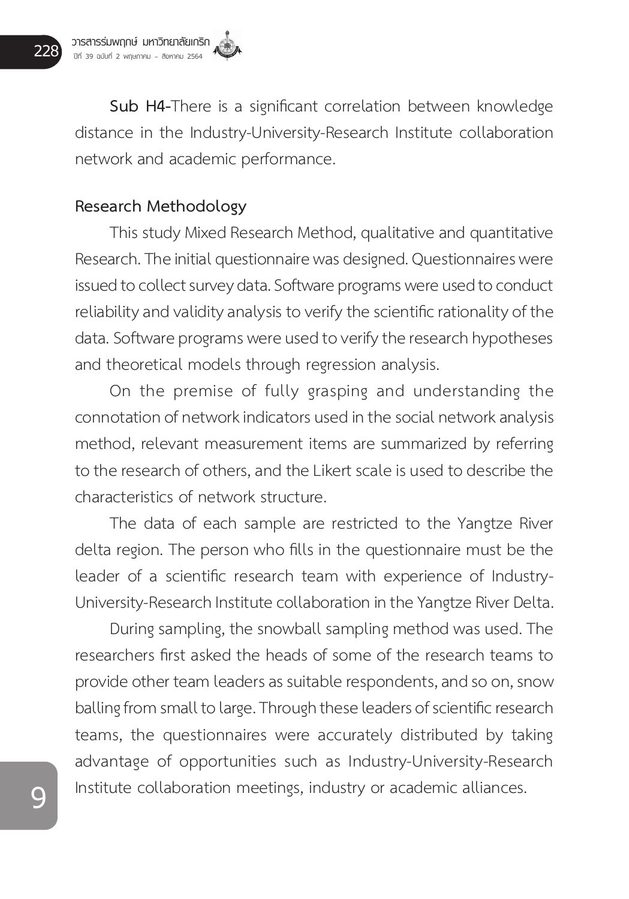**Sub H4-**There is a significant correlation between knowledge distance in the Industry-University-Research Institute collaboration network and academic performance.

## Research Methodology

This study Mixed Research Method, qualitative and quantitative Research. The initial questionnaire was designed. Questionnaires were issued to collect survey data. Software programs were used to conduct reliability and validity analysis to verify the scientific rationality of the data. Software programs were used to verify the research hypotheses and theoretical models through regression analysis.

On the premise of fully grasping and understanding the connotation of network indicators used in the social network analysis method, relevant measurement items are summarized by referring to the research of others, and the Likert scale is used to describe the characteristics of network structure.

The data of each sample are restricted to the Yangtze River delta region. The person who fills in the questionnaire must be the leader of a scientific research team with experience of Industry-University-Research Institute collaboration in the Yangtze River Delta.

During sampling, the snowball sampling method was used. The researchers first asked the heads of some of the research teams to provide other team leaders as suitable respondents, and so on, snow balling from small to large. Through these leaders of scientific research teams, the questionnaires were accurately distributed by taking advantage of opportunities such as Industry-University-Research Institute collaboration meetings, industry or academic alliances.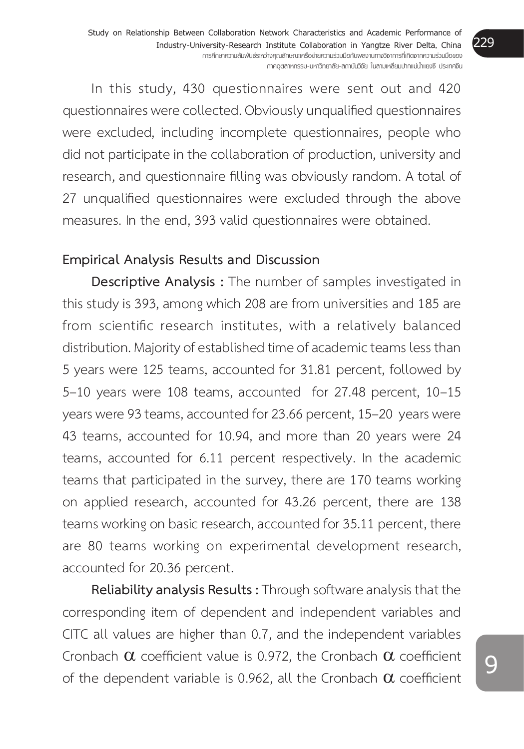In this study, 430 questionnaires were sent out and 420 questionnaires were collected. Obviously unqualified questionnaires were excluded, including incomplete questionnaires, people who did not participate in the collaboration of production, university and research, and questionnaire filling was obviously random. A total of 27 unqualified questionnaires were excluded through the above measures. In the end, 393 valid questionnaires were obtained.

## Empirical Analysis Results and Discussion

**Descriptive Analysis :** The number of samples investigated in this study is 393, among which 208 are from universities and 185 are from scientific research institutes, with a relatively balanced distribution. Majority of established time of academic teams less than 5 years were 125 teams, accounted for 31.81 percent, followed by 5–10 years were 108 teams, accounted for 27.48 percent, 10–15 years were 93 teams, accounted for 23.66 percent, 15–20 years were 43 teams, accounted for 10.94, and more than 20 years were 24 teams, accounted for 6.11 percent respectively. In the academic teams that participated in the survey, there are 170 teams working on applied research, accounted for 43.26 percent, there are 138 teams working on basic research, accounted for 35.11 percent, there are 80 teams working on experimental development research, accounted for 20.36 percent.

**Reliability analysis Results :** Through software analysis that the corresponding item of dependent and independent variables and CITC all values are higher than 0.7, and the independent variables Cronbach $\alpha$ coefficient value is 0.972, the Cronbach $\alpha$ coefficient of the dependent variable is 0.962, all the Cronbach $\alpha$ coefficient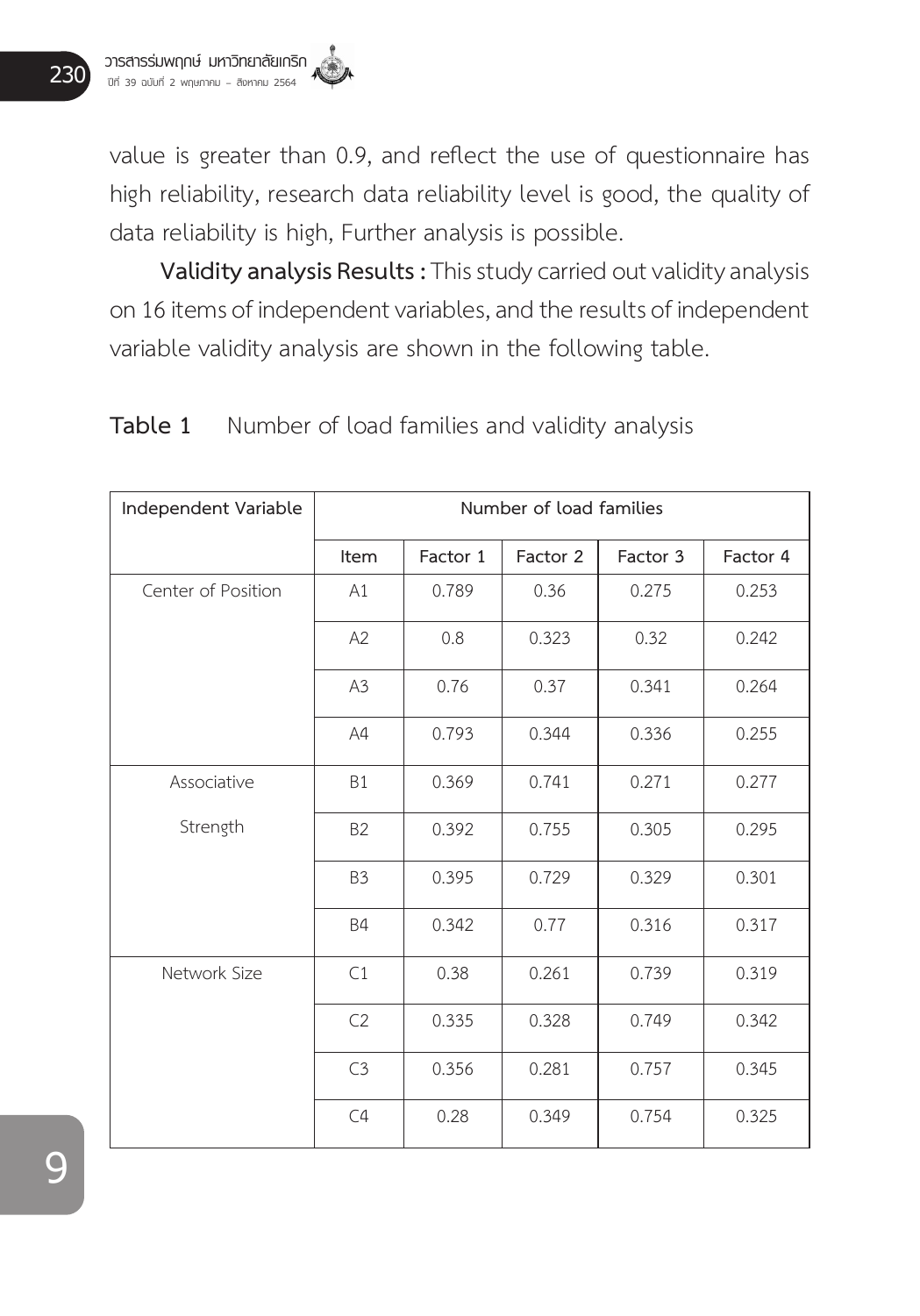value is greater than 0.9, and reflect the use of questionnaire has high reliability, research data reliability level is good, the quality of data reliability is high, Further analysis is possible.

**Validity analysis Results :** This study carried out validity analysis on 16 items of independent variables, and the results of independent variable validity analysis are shown in the following table.

**Table 1** Number of load families and validity analysis

| Independent Variable | Number of load families | | | | |
|---|---|---|---|---|---|
| | Item | Factor 1 | Factor 2 | Factor 3 | Factor 4 |
| Center of Position | A1 | 0.789 | 0.36 | 0.275 | 0.253 |
| | A2 | 0.8 | 0.323 | 0.32 | 0.242 |
| | A3 | 0.76 | 0.37 | 0.341 | 0.264 |
| | A4 | 0.793 | 0.344 | 0.336 | 0.255 |
| Associative Strength | B1 | 0.369 | 0.741 | 0.271 | 0.277 |
| | B2 | 0.392 | 0.755 | 0.305 | 0.295 |
| | B3 | 0.395 | 0.729 | 0.329 | 0.301 |
| | B4 | 0.342 | 0.77 | 0.316 | 0.317 |
| Network Size | C1 | 0.38 | 0.261 | 0.739 | 0.319 |
| | C2 | 0.335 | 0.328 | 0.749 | 0.342 |
| | C3 | 0.356 | 0.281 | 0.757 | 0.345 |
| | C4 | 0.28 | 0.349 | 0.754 | 0.325 |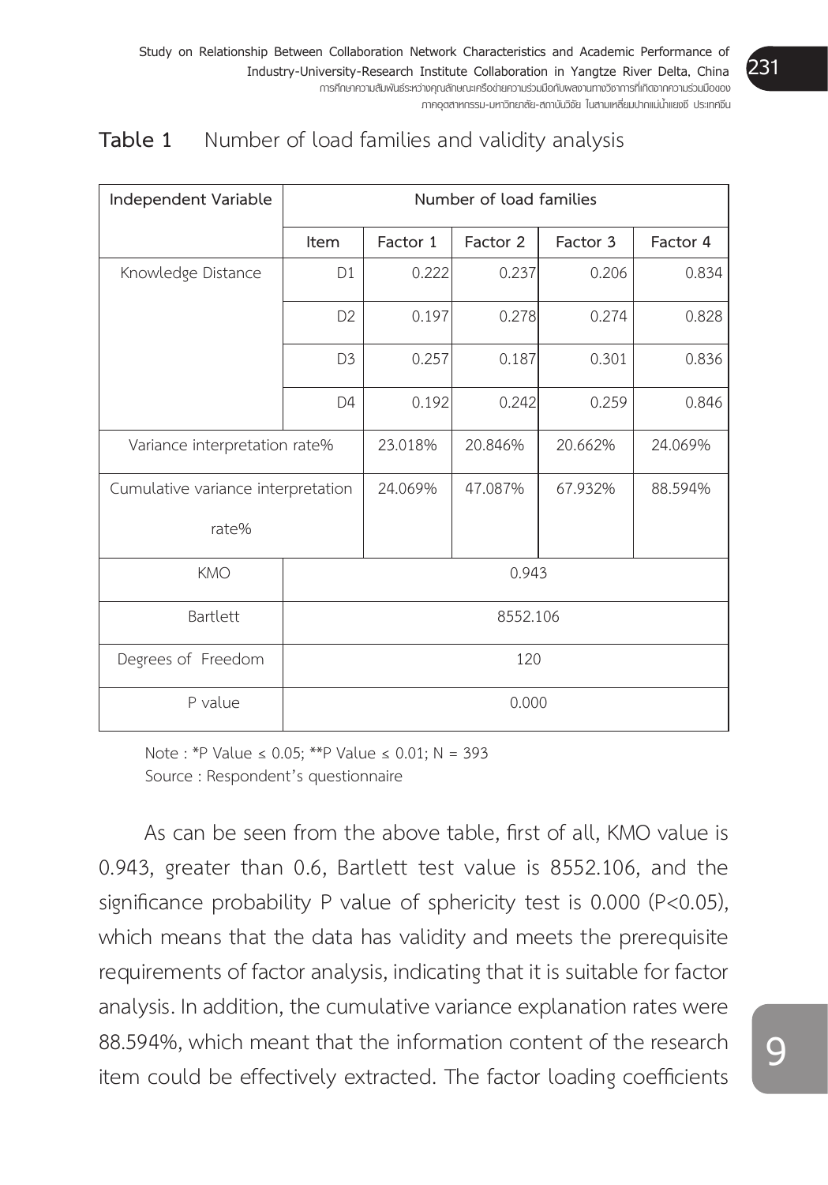**Table 1** Number of load families and validity analysis

| Independent Variable | Number of load families | | | | |
|---|---|---|---|---|---|
| | Item | Factor 1 | Factor 2 | Factor 3 | Factor 4 |
| Knowledge Distance | D1 | 0.222 | 0.237 | 0.206 | 0.834 |
| | D2 | 0.197 | 0.278 | 0.274 | 0.828 |
| | D3 | 0.257 | 0.187 | 0.301 | 0.836 |
| | D4 | 0.192 | 0.242 | 0.259 | 0.846 |
| Variance interpretation rate% | | 23.018% | 20.846% | 20.662% | 24.069% |
| Cumulative variance interpretation rate% | | 24.069% | 47.087% | 67.932% | 88.594% |
| KMO | 0.943 | | | | |
| Bartlett | 8552.106 | | | | |
| Degrees of Freedom | 120 | | | | |
| P value | 0.000 | | | | |

Note : *P Value ≤ 0.05; **P Value ≤ 0.01; N = 393
Source : Respondent's questionnaire

As can be seen from the above table, first of all, KMO value is 0.943, greater than 0.6, Bartlett test value is 8552.106, and the significance probability P value of sphericity test is 0.000 ($P<0.05$), which means that the data has validity and meets the prerequisite requirements of factor analysis, indicating that it is suitable for factor analysis. In addition, the cumulative variance explanation rates were 88.594%, which meant that the information content of the research item could be effectively extracted. The factor loading coefficients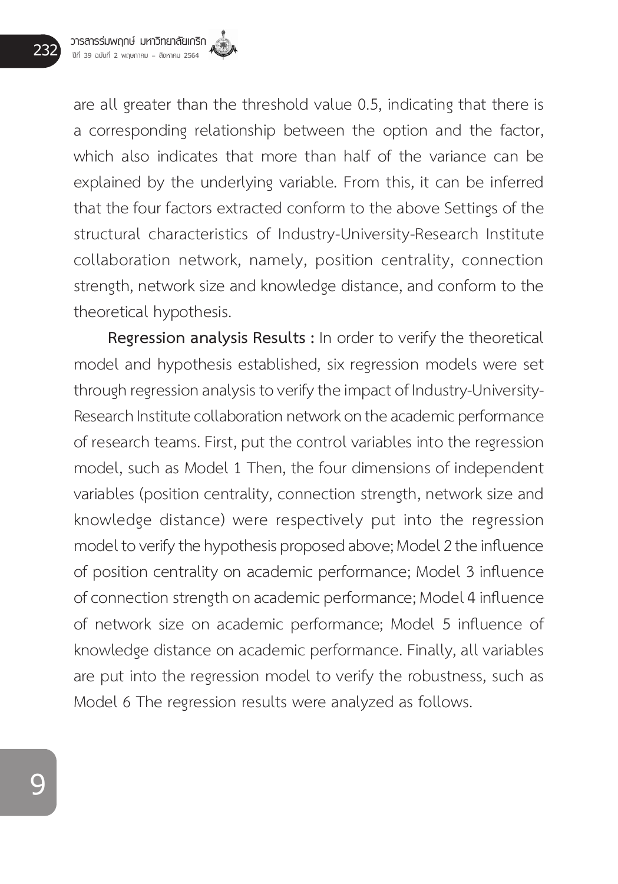are all greater than the threshold value 0.5, indicating that there is a corresponding relationship between the option and the factor, which also indicates that more than half of the variance can be explained by the underlying variable. From this, it can be inferred that the four factors extracted conform to the above Settings of the structural characteristics of Industry-University-Research Institute collaboration network, namely, position centrality, connection strength, network size and knowledge distance, and conform to the theoretical hypothesis.

**Regression analysis Results :** In order to verify the theoretical model and hypothesis established, six regression models were set through regression analysis to verify the impact of Industry-University-Research Institute collaboration network on the academic performance of research teams. First, put the control variables into the regression model, such as Model 1 Then, the four dimensions of independent variables (position centrality, connection strength, network size and knowledge distance) were respectively put into the regression model to verify the hypothesis proposed above; Model 2 the influence of position centrality on academic performance; Model 3 influence of connection strength on academic performance; Model 4 influence of network size on academic performance; Model 5 influence of knowledge distance on academic performance. Finally, all variables are put into the regression model to verify the robustness, such as Model 6 The regression results were analyzed as follows.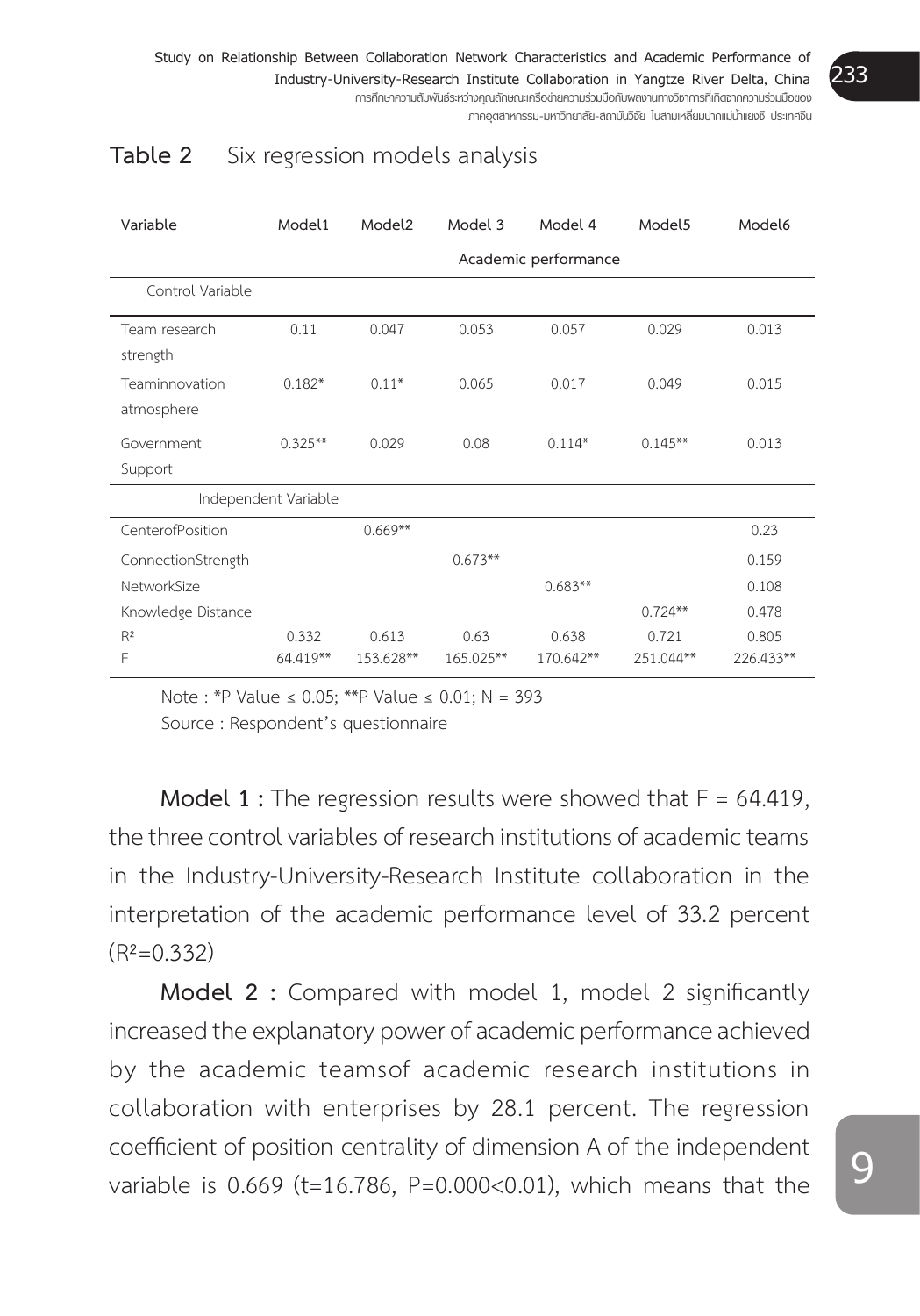**Table 2** Six regression models analysis

| Variable | Model1 | Model2 | Model 3 | Model 4 | Model5 | Model6 |
|---|---|---|---|---|---|---|
| | Academic performance | | | | | |
| Control Variable | | | | | | |
| Team research strength | 0.11 | 0.047 | 0.053 | 0.057 | 0.029 | 0.013 |
| Teaminnovation atmosphere | 0.182* | 0.11* | 0.065 | 0.017 | 0.049 | 0.015 |
| Government Support | 0.325** | 0.029 | 0.08 | 0.114* | 0.145** | 0.013 |
| Independent Variable | | | | | | |
| CenterofPosition | | 0.669** | | | | 0.23 |
| ConnectionStrength | | | 0.673** | | | 0.159 |
| NetworkSize | | | | 0.683** | | 0.108 |
| Knowledge Distance | | | | | 0.724** | 0.478 |
| $R^2$ | 0.332 | 0.613 | 0.63 | 0.638 | 0.721 | 0.805 |
| F | 64.419** | 153.628** | 165.025** | 170.642** | 251.044** | 226.433** |

Note : *P Value ≤ 0.05; **P Value ≤ 0.01; N = 393

Source : Respondent's questionnaire

**Model 1 :** The regression results were showed that F = 64.419, the three control variables of research institutions of academic teams in the Industry-University-Research Institute collaboration in the interpretation of the academic performance level of 33.2 percent ($R^2$=0.332)

**Model 2 :** Compared with model 1, model 2 significantly increased the explanatory power of academic performance achieved by the academic teamsof academic research institutions in collaboration with enterprises by 28.1 percent. The regression coefficient of position centrality of dimension A of the independent variable is 0.669 (t=16.786, P=0.000<0.01), which means that the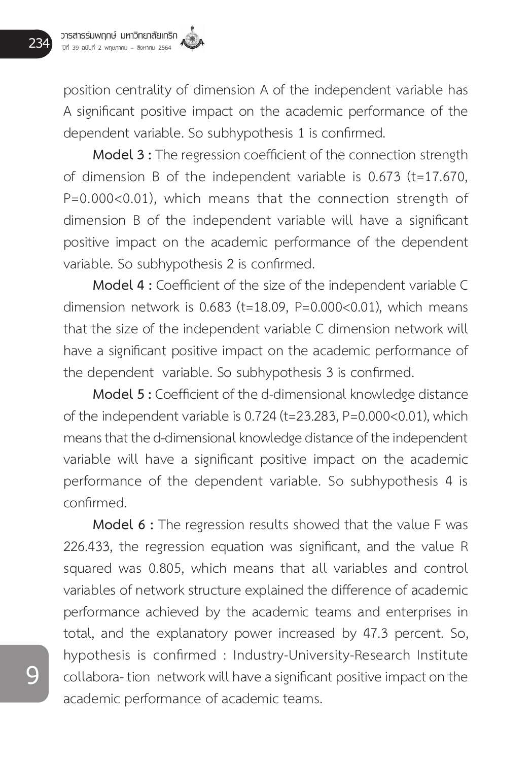position centrality of dimension A of the independent variable has A significant positive impact on the academic performance of the dependent variable. So subhypothesis 1 is confirmed.

**Model 3 :** The regression coefficient of the connection strength of dimension B of the independent variable is 0.673 (t=17.670, P=0.000<0.01), which means that the connection strength of dimension B of the independent variable will have a significant positive impact on the academic performance of the dependent variable. So subhypothesis 2 is confirmed.

**Model 4 :** Coefficient of the size of the independent variable C dimension network is 0.683 (t=18.09, P=0.000<0.01), which means that the size of the independent variable C dimension network will have a significant positive impact on the academic performance of the dependent variable. So subhypothesis 3 is confirmed.

**Model 5 :** Coefficient of the d-dimensional knowledge distance of the independent variable is 0.724 (t=23.283, P=0.000<0.01), which means that the d-dimensional knowledge distance of the independent variable will have a significant positive impact on the academic performance of the dependent variable. So subhypothesis 4 is confirmed.

**Model 6 :** The regression results showed that the value F was 226.433, the regression equation was significant, and the value R squared was 0.805, which means that all variables and control variables of network structure explained the difference of academic performance achieved by the academic teams and enterprises in total, and the explanatory power increased by 47.3 percent. So, hypothesis is confirmed : Industry-University-Research Institute collabora- tion network will have a significant positive impact on the academic performance of academic teams.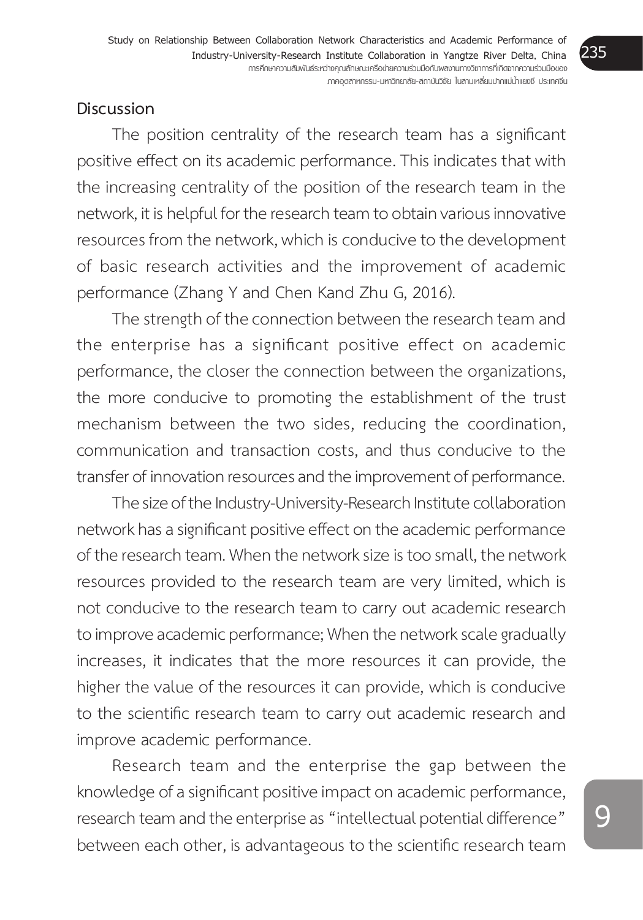## Discussion

The position centrality of the research team has a significant positive effect on its academic performance. This indicates that with the increasing centrality of the position of the research team in the network, it is helpful for the research team to obtain various innovative resources from the network, which is conducive to the development of basic research activities and the improvement of academic performance (Zhang Y and Chen Kand Zhu G, 2016).

The strength of the connection between the research team and the enterprise has a significant positive effect on academic performance, the closer the connection between the organizations, the more conducive to promoting the establishment of the trust mechanism between the two sides, reducing the coordination, communication and transaction costs, and thus conducive to the transfer of innovation resources and the improvement of performance.

The size of the Industry-University-Research Institute collaboration network has a significant positive effect on the academic performance of the research team. When the network size is too small, the network resources provided to the research team are very limited, which is not conducive to the research team to carry out academic research to improve academic performance; When the network scale gradually increases, it indicates that the more resources it can provide, the higher the value of the resources it can provide, which is conducive to the scientific research team to carry out academic research and improve academic performance.

Research team and the enterprise the gap between the knowledge of a significant positive impact on academic performance, research team and the enterprise as "intellectual potential difference" between each other, is advantageous to the scientific research team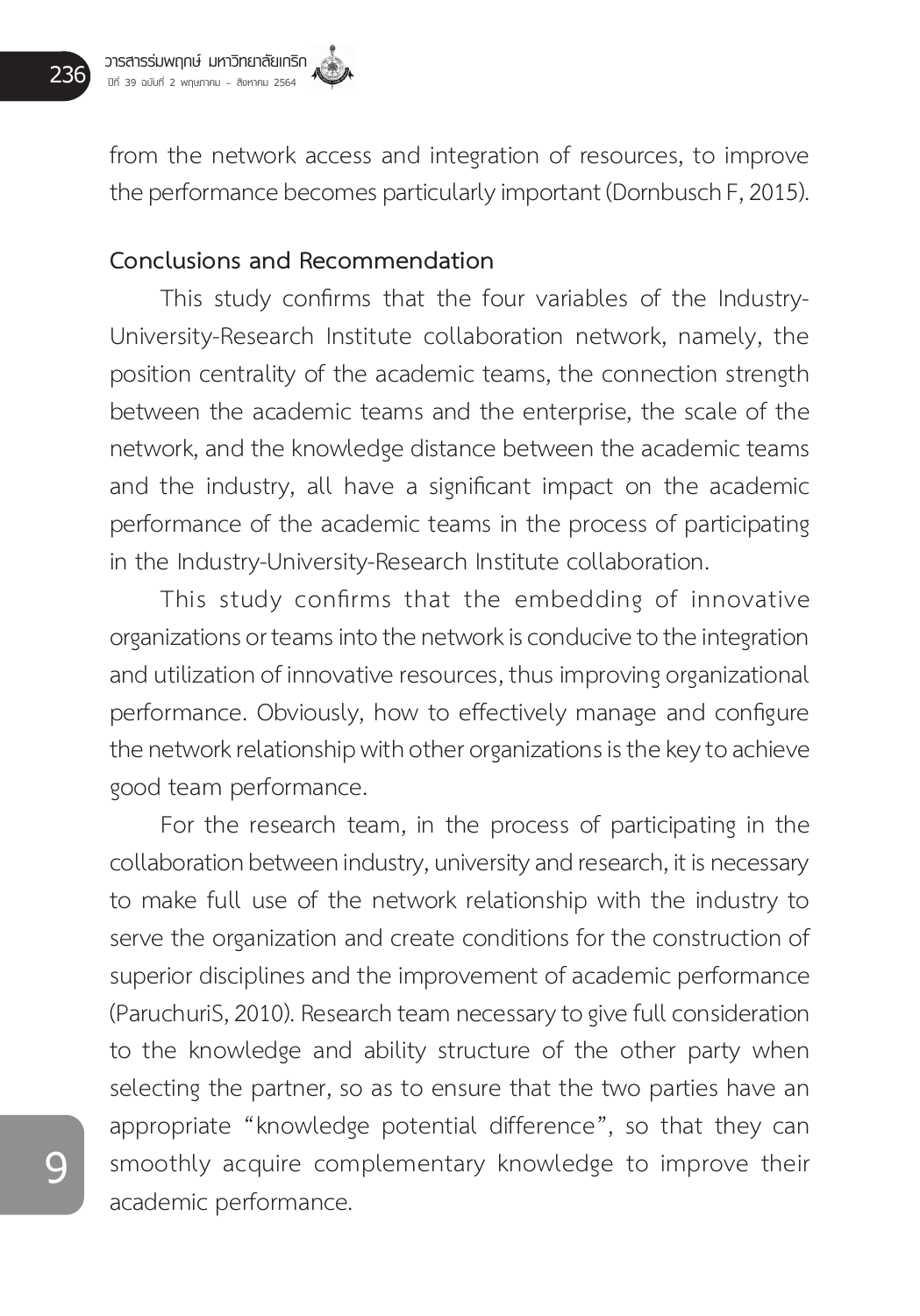from the network access and integration of resources, to improve the performance becomes particularly important (Dornbusch F, 2015).

## Conclusions and Recommendation

This study confirms that the four variables of the Industry-University-Research Institute collaboration network, namely, the position centrality of the academic teams, the connection strength between the academic teams and the enterprise, the scale of the network, and the knowledge distance between the academic teams and the industry, all have a significant impact on the academic performance of the academic teams in the process of participating in the Industry-University-Research Institute collaboration.

This study confirms that the embedding of innovative organizations or teams into the network is conducive to the integration and utilization of innovative resources, thus improving organizational performance. Obviously, how to effectively manage and configure the network relationship with other organizations is the key to achieve good team performance.

For the research team, in the process of participating in the collaboration between industry, university and research, it is necessary to make full use of the network relationship with the industry to serve the organization and create conditions for the construction of superior disciplines and the improvement of academic performance (ParuchuriS, 2010). Research team necessary to give full consideration to the knowledge and ability structure of the other party when selecting the partner, so as to ensure that the two parties have an appropriate "knowledge potential difference", so that they can smoothly acquire complementary knowledge to improve their academic performance.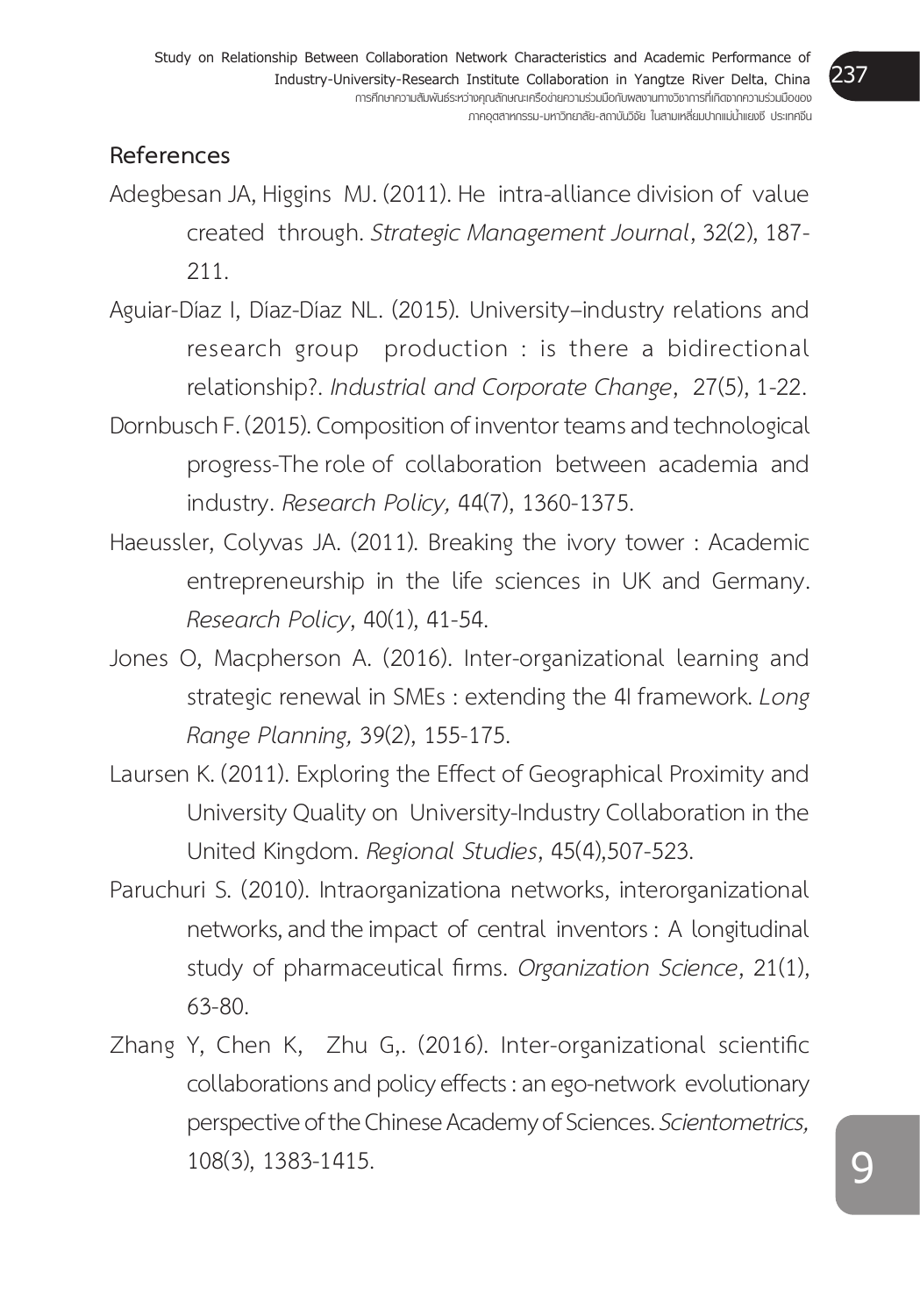## References

Adegbesan JA, Higgins MJ. (2011). He intra-alliance division of value created through. *Strategic Management Journal*, 32(2), 187-211.

Aguiar-Díaz I, Díaz-Díaz NL. (2015). University–industry relations and research group production : is there a bidirectional relationship?. *Industrial and Corporate Change*, 27(5), 1-22.

Dornbusch F. (2015). Composition of inventor teams and technological progress-The role of collaboration between academia and industry. *Research Policy,* 44(7), 1360-1375.

Haeussler, Colyvas JA. (2011). Breaking the ivory tower : Academic entrepreneurship in the life sciences in UK and Germany. *Research Policy*, 40(1), 41-54.

Jones O, Macpherson A. (2016). Inter-organizational learning and strategic renewal in SMEs : extending the 4I framework. *Long Range Planning,* 39(2), 155-175.

Laursen K. (2011). Exploring the Effect of Geographical Proximity and University Quality on University-Industry Collaboration in the United Kingdom. *Regional Studies*, 45(4),507-523.

Paruchuri S. (2010). Intraorganizationa networks, interorganizational networks, and the impact of central inventors : A longitudinal study of pharmaceutical firms. *Organization Science*, 21(1), 63-80.

Zhang Y, Chen K, Zhu G,. (2016). Inter-organizational scientific collaborations and policy effects : an ego-network evolutionary perspective of the Chinese Academy of Sciences. *Scientometrics,* 108(3), 1383-1415.